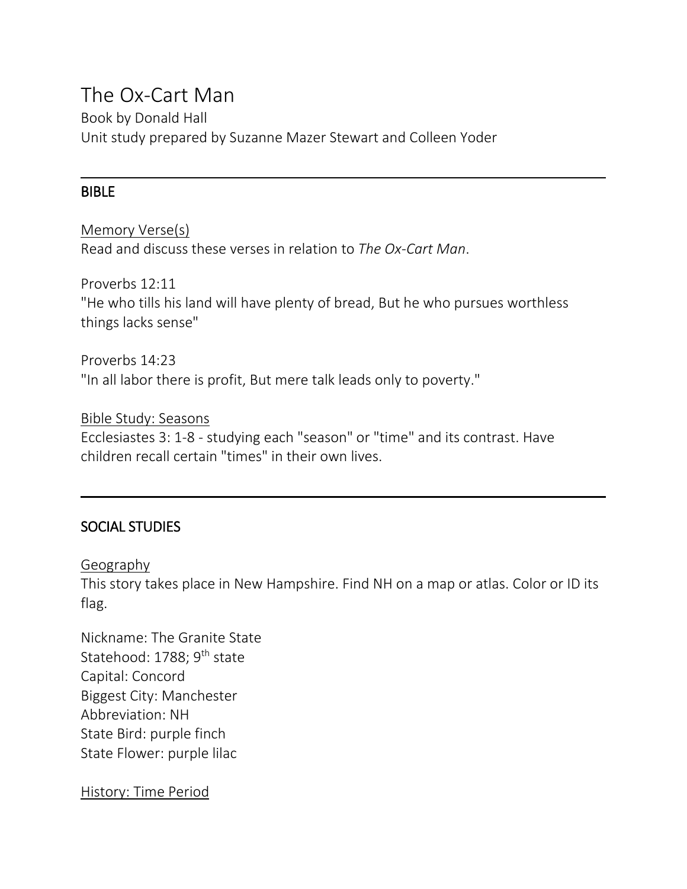# The Ox-Cart Man

Book by Donald Hall

Unit study prepared by Suzanne Mazer Stewart and Colleen Yoder

---

## BIBLE

### Memory Verse(s)

Read and discuss these verses in relation to *The Ox-Cart Man*.

Proverbs 12:11
"He who tills his land will have plenty of bread, But he who pursues worthless things lacks sense"

Proverbs 14:23
"In all labor there is profit, But mere talk leads only to poverty."

### Bible Study: Seasons

Ecclesiastes 3: 1-8 - studying each "season" or "time" and its contrast. Have children recall certain "times" in their own lives.

---

## SOCIAL STUDIES

### Geography

This story takes place in New Hampshire. Find NH on a map or atlas. Color or ID its flag.

Nickname: The Granite State
Statehood: 1788; 9th state
Capital: Concord
Biggest City: Manchester
Abbreviation: NH
State Bird: purple finch
State Flower: purple lilac

### History: Time Period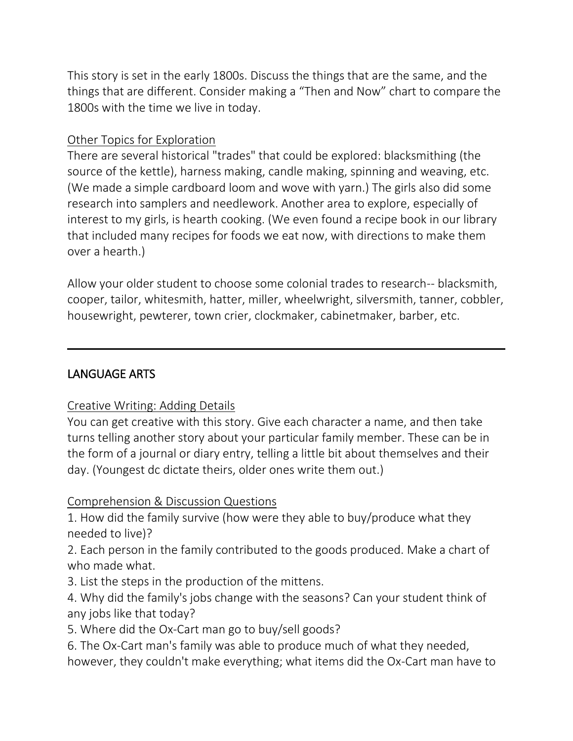This story is set in the early 1800s. Discuss the things that are the same, and the things that are different. Consider making a "Then and Now" chart to compare the 1800s with the time we live in today.

### Other Topics for Exploration

There are several historical "trades" that could be explored: blacksmithing (the source of the kettle), harness making, candle making, spinning and weaving, etc. (We made a simple cardboard loom and wove with yarn.) The girls also did some research into samplers and needlework. Another area to explore, especially of interest to my girls, is hearth cooking. (We even found a recipe book in our library that included many recipes for foods we eat now, with directions to make them over a hearth.)

Allow your older student to choose some colonial trades to research-- blacksmith, cooper, tailor, whitesmith, hatter, miller, wheelwright, silversmith, tanner, cobbler, housewright, pewterer, town crier, clockmaker, cabinetmaker, barber, etc.

---

## LANGUAGE ARTS

### Creative Writing: Adding Details

You can get creative with this story. Give each character a name, and then take turns telling another story about your particular family member. These can be in the form of a journal or diary entry, telling a little bit about themselves and their day. (Youngest dc dictate theirs, older ones write them out.)

### Comprehension & Discussion Questions

1. How did the family survive (how were they able to buy/produce what they needed to live)?
2. Each person in the family contributed to the goods produced. Make a chart of who made what.
3. List the steps in the production of the mittens.
4. Why did the family's jobs change with the seasons? Can your student think of any jobs like that today?
5. Where did the Ox-Cart man go to buy/sell goods?
6. The Ox-Cart man's family was able to produce much of what they needed, however, they couldn't make everything; what items did the Ox-Cart man have to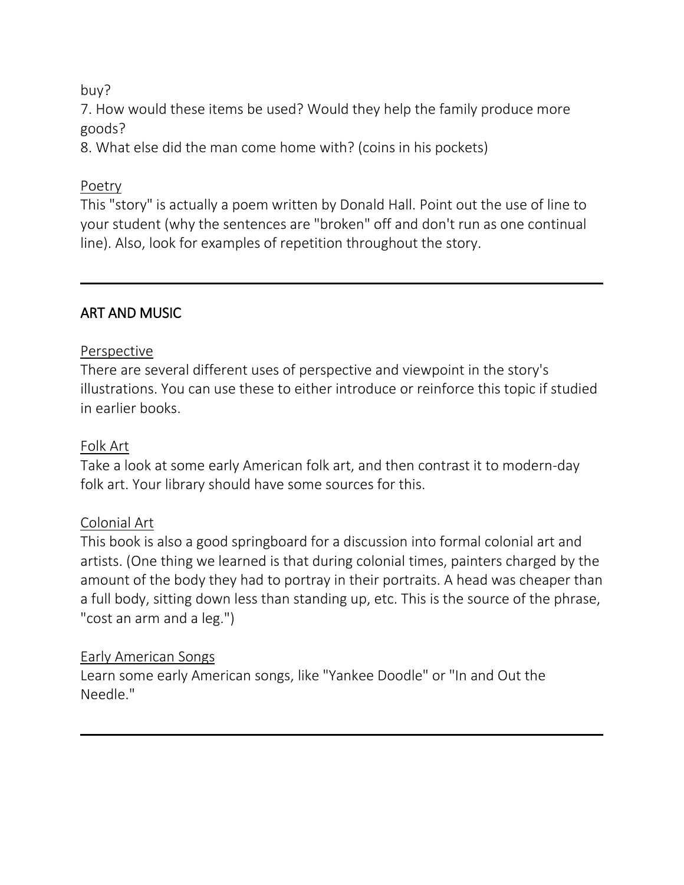buy?

7. How would these items be used? Would they help the family produce more goods?

8. What else did the man come home with? (coins in his pockets)

<u>Poetry</u>

This "story" is actually a poem written by Donald Hall. Point out the use of line to your student (why the sentences are "broken" off and don't run as one continual line). Also, look for examples of repetition throughout the story.

---

## ART AND MUSIC

<u>Perspective</u>

There are several different uses of perspective and viewpoint in the story's illustrations. You can use these to either introduce or reinforce this topic if studied in earlier books.

<u>Folk Art</u>

Take a look at some early American folk art, and then contrast it to modern-day folk art. Your library should have some sources for this.

<u>Colonial Art</u>

This book is also a good springboard for a discussion into formal colonial art and artists. (One thing we learned is that during colonial times, painters charged by the amount of the body they had to portray in their portraits. A head was cheaper than a full body, sitting down less than standing up, etc. This is the source of the phrase, "cost an arm and a leg.")

<u>Early American Songs</u>

Learn some early American songs, like "Yankee Doodle" or "In and Out the Needle."

---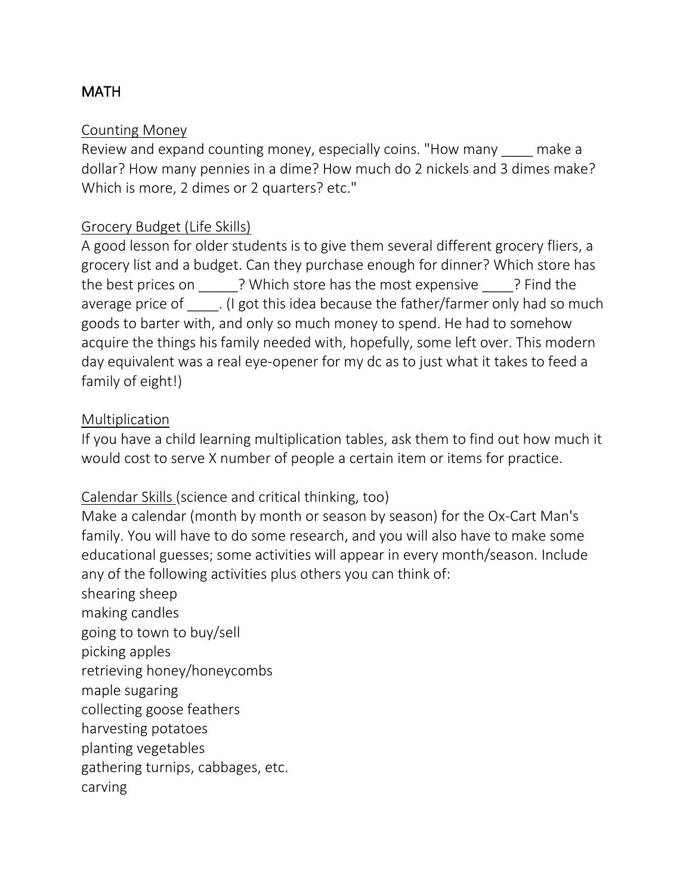# MATH

<u>Counting Money</u>

Review and expand counting money, especially coins. "How many ____ make a dollar? How many pennies in a dime? How much do 2 nickels and 3 dimes make? Which is more, 2 dimes or 2 quarters? etc."

<u>Grocery Budget (Life Skills)</u>

A good lesson for older students is to give them several different grocery fliers, a grocery list and a budget. Can they purchase enough for dinner? Which store has the best prices on _____? Which store has the most expensive ____? Find the average price of ____. (I got this idea because the father/farmer only had so much goods to barter with, and only so much money to spend. He had to somehow acquire the things his family needed with, hopefully, some left over. This modern day equivalent was a real eye-opener for my dc as to just what it takes to feed a family of eight!)

<u>Multiplication</u>

If you have a child learning multiplication tables, ask them to find out how much it would cost to serve X number of people a certain item or items for practice.

<u>Calendar Skills</u> (science and critical thinking, too)

Make a calendar (month by month or season by season) for the Ox-Cart Man's family. You will have to do some research, and you will also have to make some educational guesses; some activities will appear in every month/season. Include any of the following activities plus others you can think of:

shearing sheep  
making candles  
going to town to buy/sell  
picking apples  
retrieving honey/honeycombs  
maple sugaring  
collecting goose feathers  
harvesting potatoes  
planting vegetables  
gathering turnips, cabbages, etc.  
carving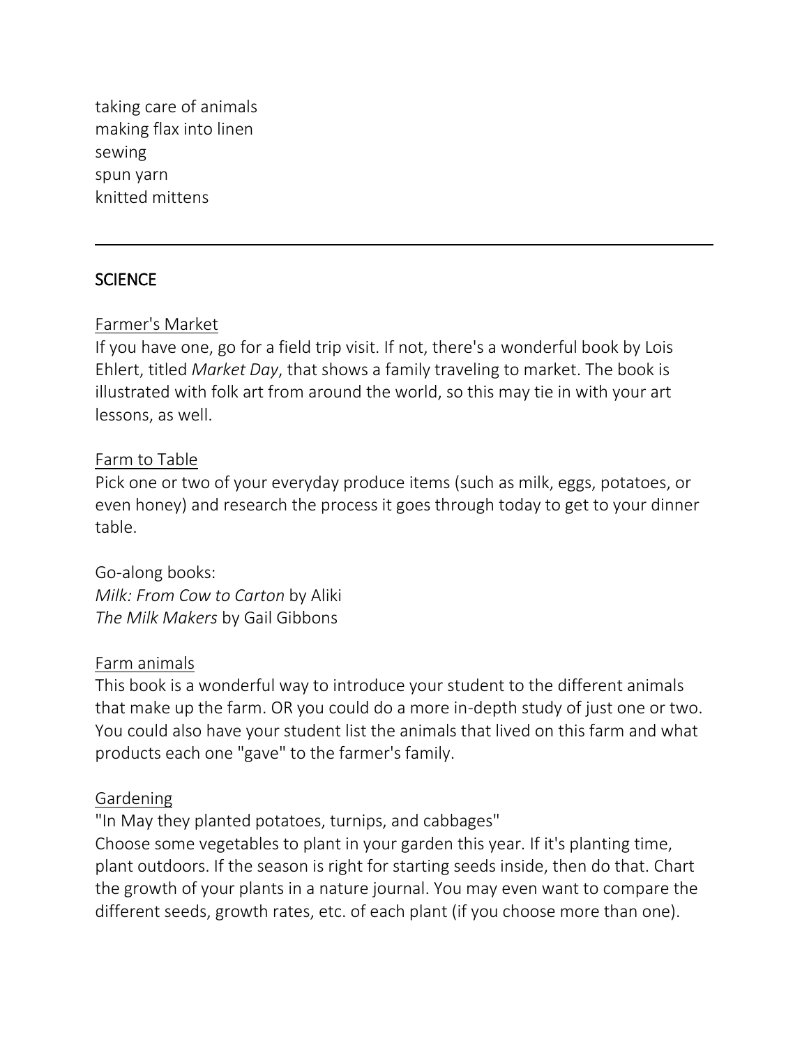taking care of animals
making flax into linen
sewing
spun yarn
knitted mittens

---

## SCIENCE

<u>Farmer's Market</u>
If you have one, go for a field trip visit. If not, there's a wonderful book by Lois Ehlert, titled *Market Day*, that shows a family traveling to market. The book is illustrated with folk art from around the world, so this may tie in with your art lessons, as well.

<u>Farm to Table</u>
Pick one or two of your everyday produce items (such as milk, eggs, potatoes, or even honey) and research the process it goes through today to get to your dinner table.

Go-along books:
*Milk: From Cow to Carton* by Aliki
*The Milk Makers* by Gail Gibbons

<u>Farm animals</u>
This book is a wonderful way to introduce your student to the different animals that make up the farm. OR you could do a more in-depth study of just one or two. You could also have your student list the animals that lived on this farm and what products each one "gave" to the farmer's family.

<u>Gardening</u>
"In May they planted potatoes, turnips, and cabbages"
Choose some vegetables to plant in your garden this year. If it's planting time, plant outdoors. If the season is right for starting seeds inside, then do that. Chart the growth of your plants in a nature journal. You may even want to compare the different seeds, growth rates, etc. of each plant (if you choose more than one).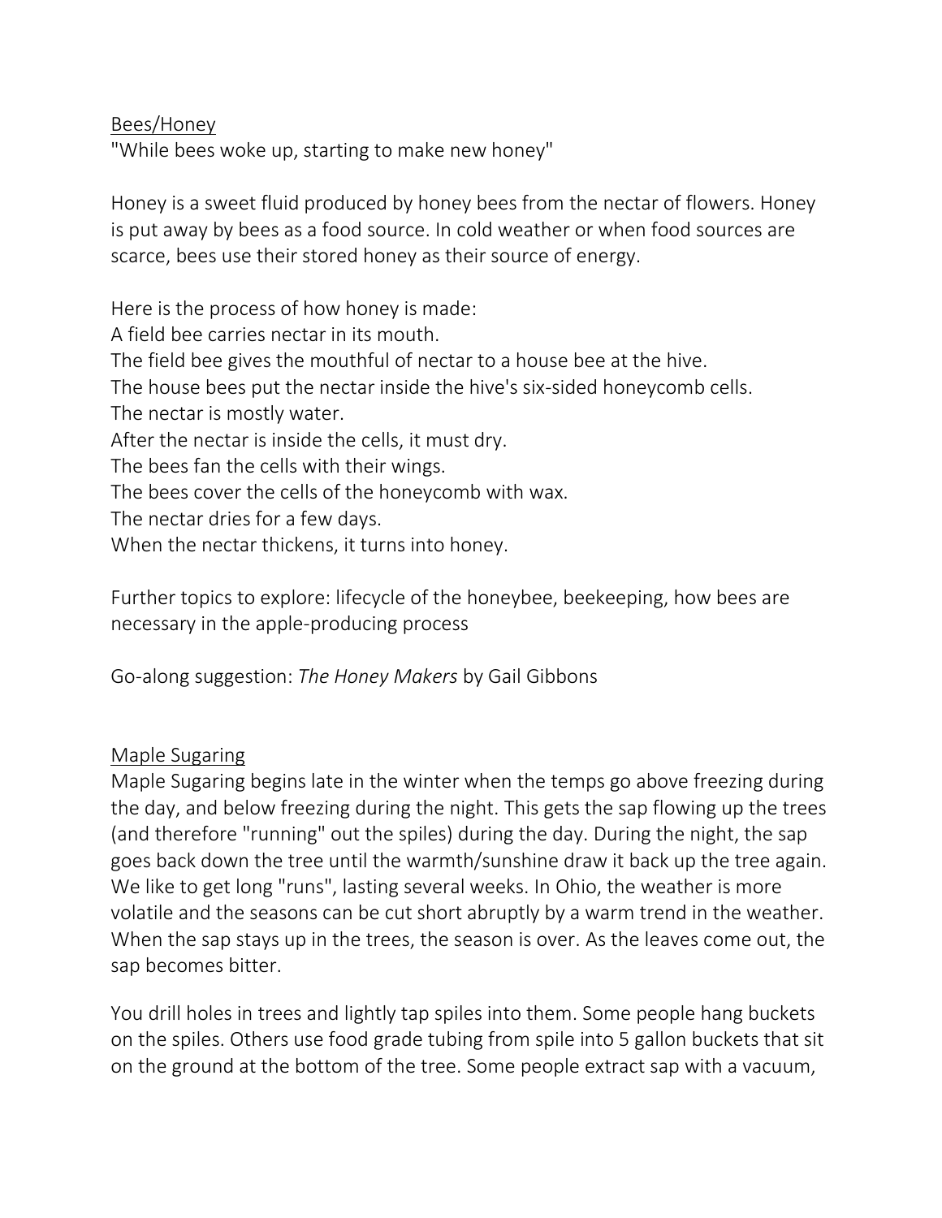## Bees/Honey

"While bees woke up, starting to make new honey"

Honey is a sweet fluid produced by honey bees from the nectar of flowers. Honey is put away by bees as a food source. In cold weather or when food sources are scarce, bees use their stored honey as their source of energy.

Here is the process of how honey is made:
A field bee carries nectar in its mouth.
The field bee gives the mouthful of nectar to a house bee at the hive.
The house bees put the nectar inside the hive's six-sided honeycomb cells.
The nectar is mostly water.
After the nectar is inside the cells, it must dry.
The bees fan the cells with their wings.
The bees cover the cells of the honeycomb with wax.
The nectar dries for a few days.
When the nectar thickens, it turns into honey.

Further topics to explore: lifecycle of the honeybee, beekeeping, how bees are necessary in the apple-producing process

Go-along suggestion: *The Honey Makers* by Gail Gibbons

## Maple Sugaring

Maple Sugaring begins late in the winter when the temps go above freezing during the day, and below freezing during the night. This gets the sap flowing up the trees (and therefore "running" out the spiles) during the day. During the night, the sap goes back down the tree until the warmth/sunshine draw it back up the tree again. We like to get long "runs", lasting several weeks. In Ohio, the weather is more volatile and the seasons can be cut short abruptly by a warm trend in the weather. When the sap stays up in the trees, the season is over. As the leaves come out, the sap becomes bitter.

You drill holes in trees and lightly tap spiles into them. Some people hang buckets on the spiles. Others use food grade tubing from spile into 5 gallon buckets that sit on the ground at the bottom of the tree. Some people extract sap with a vacuum,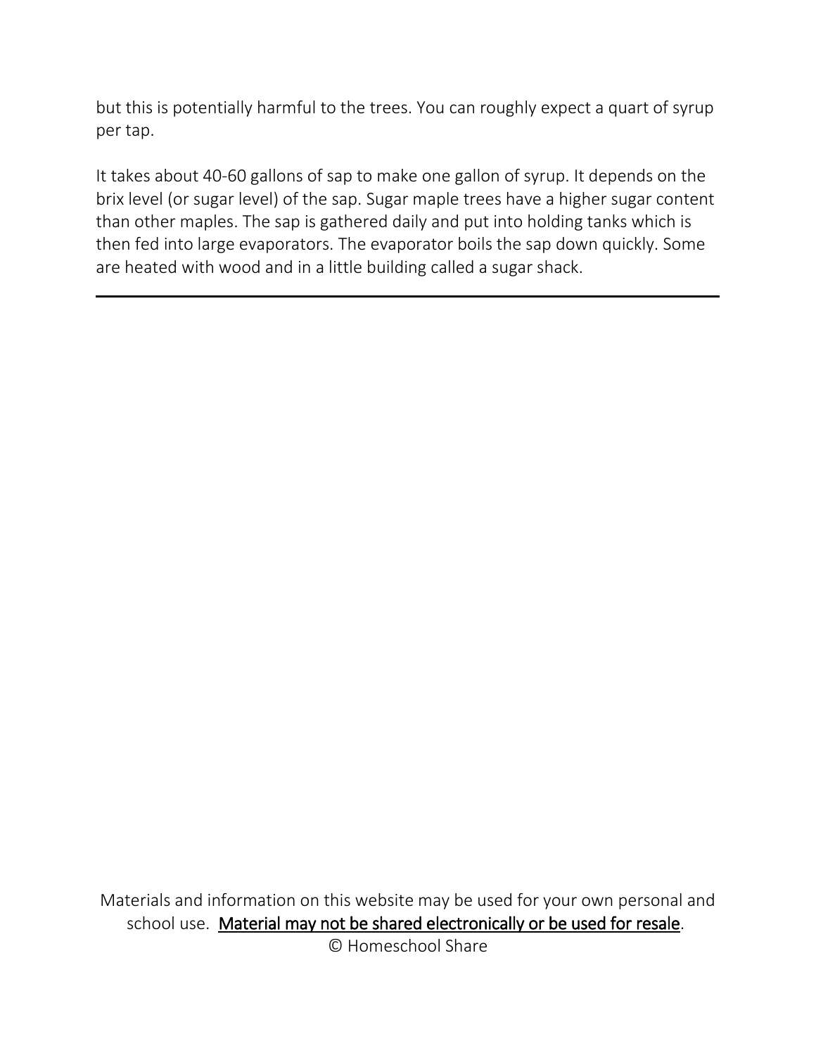but this is potentially harmful to the trees. You can roughly expect a quart of syrup per tap.

It takes about 40-60 gallons of sap to make one gallon of syrup. It depends on the brix level (or sugar level) of the sap. Sugar maple trees have a higher sugar content than other maples. The sap is gathered daily and put into holding tanks which is then fed into large evaporators. The evaporator boils the sap down quickly. Some are heated with wood and in a little building called a sugar shack.

---

Materials and information on this website may be used for your own personal and school use. **Material may not be shared electronically or be used for resale**.

© Homeschool Share